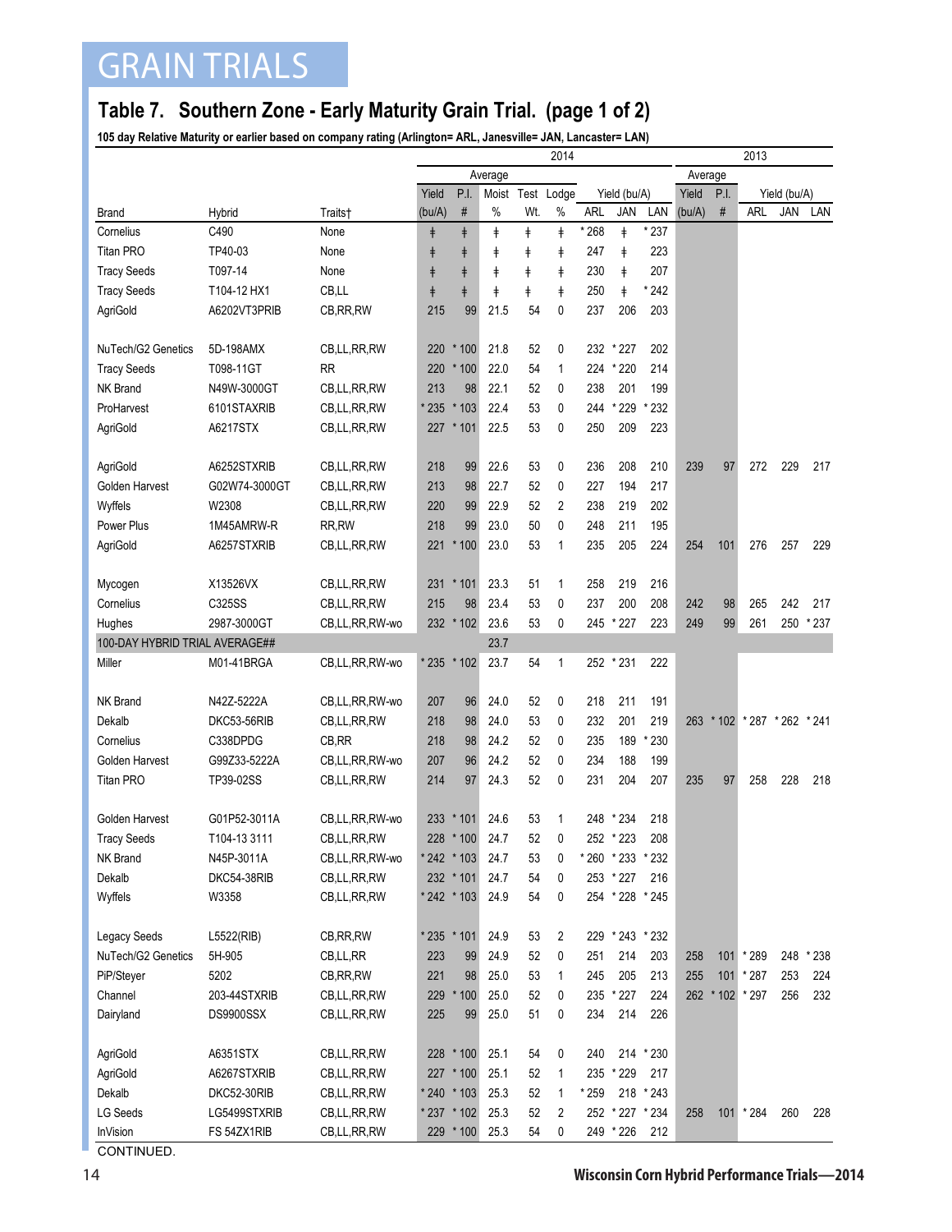# GRAIN TRIALS

## Table 7. Southern Zone - Early Maturity Grain Trial. (page 1 of 2)

**105 day Relative Maturity or earlier based on company rating (Arlington= ARL, Janesville= JAN, Lancaster= LAN)**

| | | | 2014 | | | | | | | | 2013 | | | | |
|---|---|---|---|---|---|---|---|---|---|---|---|---|---|---|---|
| | | | Average | | | | | | | | Average | | | | |
| | | | Yield | P.I. | Moist | Test | Lodge | Yield (bu/A) | | | Yield | P.I. | Yield (bu/A) | | |
| Brand | Hybrid | Traits† | (bu/A) | # | % | Wt. | % | ARL | JAN | LAN | (bu/A) | # | ARL | JAN | LAN |
| Cornelius | C490 | None | ‡ | ‡ | ‡ | ‡ | ‡ | * 268 | ‡ | * 237 | | | | | |
| Titan PRO | TP40-03 | None | ‡ | ‡ | ‡ | ‡ | ‡ | 247 | ‡ | 223 | | | | | |
| Tracy Seeds | T097-14 | None | ‡ | ‡ | ‡ | ‡ | ‡ | 230 | ‡ | 207 | | | | | |
| Tracy Seeds | T104-12 HX1 | CB,LL | ‡ | ‡ | ‡ | ‡ | ‡ | 250 | ‡ | * 242 | | | | | |
| AgriGold | A6202VT3PRIB | CB,RR,RW | 215 | 99 | 21.5 | 54 | 0 | 237 | 206 | 203 | | | | | |
| NuTech/G2 Genetics | 5D-198AMX | CB,LL,RR,RW | 220 | * 100 | 21.8 | 52 | 0 | 232 | * 227 | 202 | | | | | |
| Tracy Seeds | T098-11GT | RR | 220 | * 100 | 22.0 | 54 | 1 | 224 | * 220 | 214 | | | | | |
| NK Brand | N49W-3000GT | CB,LL,RR,RW | 213 | 98 | 22.1 | 52 | 0 | 238 | 201 | 199 | | | | | |
| ProHarvest | 6101STAXRIB | CB,LL,RR,RW | * 235 | * 103 | 22.4 | 53 | 0 | 244 | * 229 | * 232 | | | | | |
| AgriGold | A6217STX | CB,LL,RR,RW | 227 | * 101 | 22.5 | 53 | 0 | 250 | 209 | 223 | | | | | |
| AgriGold | A6252STXRIB | CB,LL,RR,RW | 218 | 99 | 22.6 | 53 | 0 | 236 | 208 | 210 | 239 | 97 | 272 | 229 | 217 |
| Golden Harvest | G02W74-3000GT | CB,LL,RR,RW | 213 | 98 | 22.7 | 52 | 0 | 227 | 194 | 217 | | | | | |
| Wyffels | W2308 | CB,LL,RR,RW | 220 | 99 | 22.9 | 52 | 2 | 238 | 219 | 202 | | | | | |
| Power Plus | 1M45AMRW-R | RR,RW | 218 | 99 | 23.0 | 50 | 0 | 248 | 211 | 195 | | | | | |
| AgriGold | A6257STXRIB | CB,LL,RR,RW | 221 | * 100 | 23.0 | 53 | 1 | 235 | 205 | 224 | 254 | 101 | 276 | 257 | 229 |
| Mycogen | X13526VX | CB,LL,RR,RW | 231 | * 101 | 23.3 | 51 | 1 | 258 | 219 | 216 | | | | | |
| Cornelius | C325SS | CB,LL,RR,RW | 215 | 98 | 23.4 | 53 | 0 | 237 | 200 | 208 | 242 | 98 | 265 | 242 | 217 |
| Hughes | 2987-3000GT | CB,LL,RR,RW-wo | 232 | * 102 | 23.6 | 53 | 0 | 245 | * 227 | 223 | 249 | 99 | 261 | 250 | * 237 |
| 100-DAY HYBRID TRIAL AVERAGE## | | | | | 23.7 | | | | | | | | | | |
| Miller | M01-41BRGA | CB,LL,RR,RW-wo | * 235 | * 102 | 23.7 | 54 | 1 | 252 | * 231 | 222 | | | | | |
| NK Brand | N42Z-5222A | CB,LL,RR,RW-wo | 207 | 96 | 24.0 | 52 | 0 | 218 | 211 | 191 | | | | | |
| Dekalb | DKC53-56RIB | CB,LL,RR,RW | 218 | 98 | 24.0 | 53 | 0 | 232 | 201 | 219 | 263 | * 102 | * 287 | * 262 | * 241 |
| Cornelius | C338DPDG | CB,RR | 218 | 98 | 24.2 | 53 | 0 | 235 | 189 | * 230 | | | | | |
| Golden Harvest | G99Z33-5222A | CB,LL,RR,RW-wo | 207 | 96 | 24.2 | 52 | 0 | 234 | 188 | 199 | | | | | |
| Titan PRO | TP39-02SS | CB,LL,RR,RW | 214 | 97 | 24.3 | 52 | 0 | 231 | 204 | 207 | 235 | 97 | 258 | 228 | 218 |
| Golden Harvest | G01P52-3011A | CB,LL,RR,RW-wo | 233 | * 101 | 24.6 | 53 | 1 | 248 | * 234 | 218 | | | | | |
| Tracy Seeds | T104-13 3111 | CB,LL,RR,RW | 228 | * 100 | 24.7 | 52 | 0 | 252 | * 223 | 208 | | | | | |
| NK Brand | N45P-3011A | CB,LL,RR,RW-wo | * 242 | * 103 | 24.7 | 53 | 0 | * 260 | * 233 | * 232 | | | | | |
| Dekalb | DKC54-38RIB | CB,LL,RR,RW | 232 | * 101 | 24.7 | 54 | 0 | 253 | * 227 | 216 | | | | | |
| Wyffels | W3358 | CB,LL,RR,RW | * 242 | * 103 | 24.9 | 54 | 0 | 254 | * 228 | * 245 | | | | | |
| Legacy Seeds | L5522(RIB) | CB,RR,RW | * 235 | * 101 | 24.9 | 53 | 2 | 229 | * 243 | * 232 | | | | | |
| NuTech/G2 Genetics | 5H-905 | CB,LL,RR | 223 | 99 | 24.9 | 52 | 0 | 251 | 214 | 203 | 258 | 101 | * 289 | 248 | * 238 |
| PiP/Steyer | 5202 | CB,RR,RW | 221 | 98 | 25.0 | 53 | 1 | 245 | 205 | 213 | 255 | 101 | * 287 | 253 | 224 |
| Channel | 203-44STXRIB | CB,LL,RR,RW | 229 | * 100 | 25.0 | 52 | 0 | 235 | * 227 | 224 | 262 | * 102 | * 297 | 256 | 232 |
| Dairyland | DS9900SSX | CB,LL,RR,RW | 225 | 99 | 25.0 | 51 | 0 | 234 | 214 | 226 | | | | | |
| AgriGold | A6351STX | CB,LL,RR,RW | 228 | * 100 | 25.1 | 54 | 0 | 240 | 214 | * 230 | | | | | |
| AgriGold | A6267STXRIB | CB,LL,RR,RW | 227 | * 100 | 25.1 | 52 | 1 | 235 | * 229 | 217 | | | | | |
| Dekalb | DKC52-30RIB | CB,LL,RR,RW | * 240 | * 103 | 25.3 | 52 | 1 | * 259 | 218 | * 243 | | | | | |
| LG Seeds | LG5499STXRIB | CB,LL,RR,RW | * 237 | * 102 | 25.3 | 52 | 2 | 252 | * 227 | * 234 | 258 | 101 | * 284 | 260 | 228 |
| InVision | FS 54ZX1RIB | CB,LL,RR,RW | 229 | * 100 | 25.3 | 54 | 0 | 249 | * 226 | 212 | | | | | |

CONTINUED.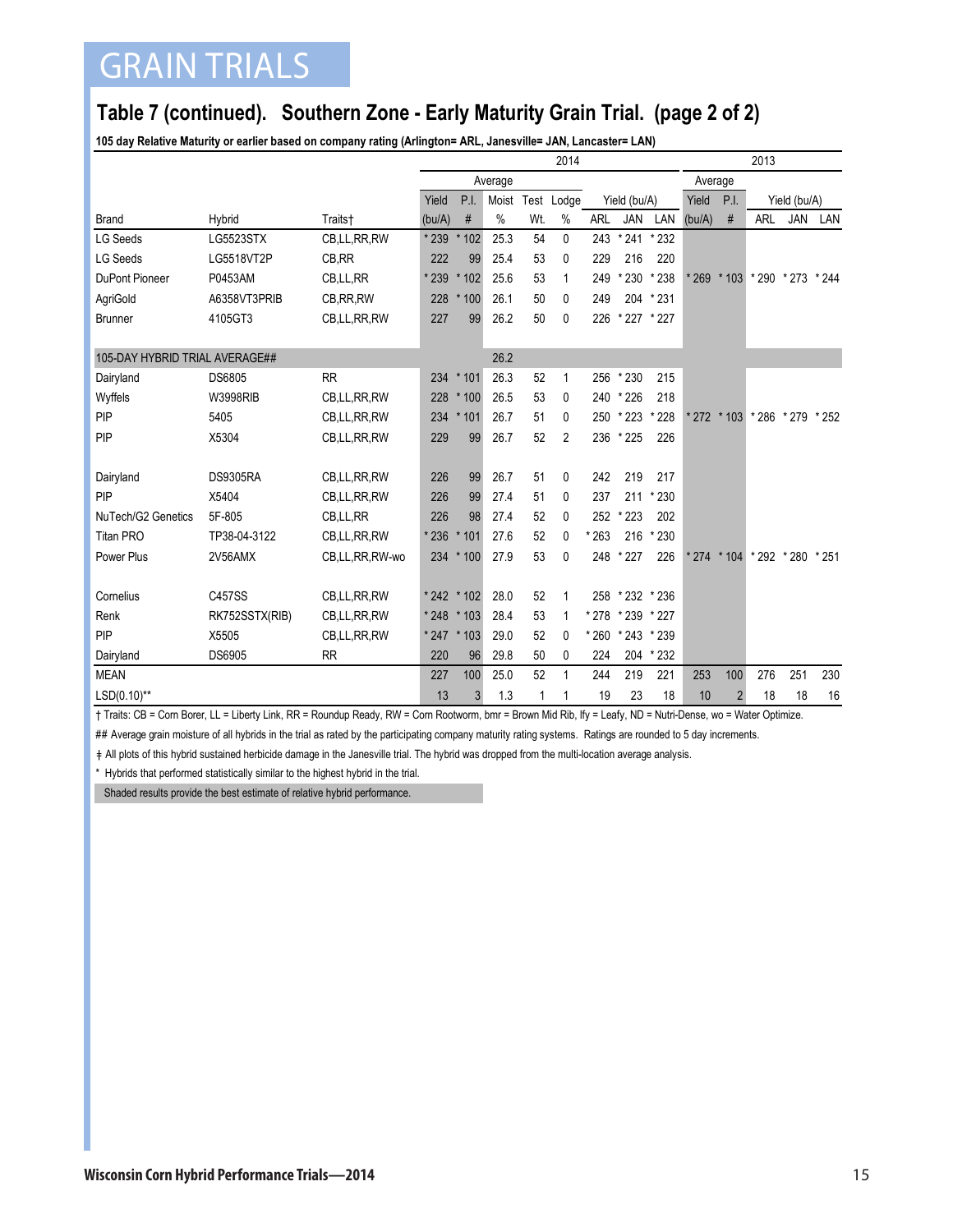# GRAIN TRIALS

## Table 7 (continued). Southern Zone - Early Maturity Grain Trial. (page 2 of 2)

**105 day Relative Maturity or earlier based on company rating (Arlington= ARL, Janesville= JAN, Lancaster= LAN)**

| | | | 2014 | | | | | | | | 2013 | | | | |
|---|---|---|---|---|---|---|---|---|---|---|---|---|---|---|---|
| | | | Average | | | | | | | | Average | | | | |
| | | | Yield | P.I. | Moist | Test | Lodge | Yield (bu/A) | | | Yield | P.I. | Yield (bu/A) | | |
| Brand | Hybrid | Traits† | (bu/A) | # | % | Wt. | % | ARL | JAN | LAN | (bu/A) | # | ARL | JAN | LAN |
| LG Seeds | LG5523STX | CB,LL,RR,RW | * 239 | * 102 | 25.3 | 54 | 0 | 243 | * 241 | * 232 | | | | | |
| LG Seeds | LG5518VT2P | CB,RR | 222 | 99 | 25.4 | 53 | 0 | 229 | 216 | 220 | | | | | |
| DuPont Pioneer | P0453AM | CB,LL,RR | * 239 | * 102 | 25.6 | 53 | 1 | 249 | * 230 | * 238 | * 269 | * 103 | * 290 | * 273 | * 244 |
| AgriGold | A6358VT3PRIB | CB,RR,RW | 228 | * 100 | 26.1 | 50 | 0 | 249 | 204 | * 231 | | | | | |
| Brunner | 4105GT3 | CB,LL,RR,RW | 227 | 99 | 26.2 | 50 | 0 | 226 | * 227 | * 227 | | | | | |
| 105-DAY HYBRID TRIAL AVERAGE## | | | | | 26.2 | | | | | | | | | | |
| Dairyland | DS6805 | RR | 234 | * 101 | 26.3 | 52 | 1 | 256 | * 230 | 215 | | | | | |
| Wyffels | W3998RIB | CB,LL,RR,RW | 228 | * 100 | 26.5 | 53 | 0 | 240 | * 226 | 218 | | | | | |
| PIP | 5405 | CB,LL,RR,RW | 234 | * 101 | 26.7 | 51 | 0 | 250 | * 223 | * 228 | * 272 | * 103 | * 286 | * 279 | * 252 |
| PIP | X5304 | CB,LL,RR,RW | 229 | 99 | 26.7 | 52 | 2 | 236 | * 225 | 226 | | | | | |
| Dairyland | DS9305RA | CB,LL,RR,RW | 226 | 99 | 26.7 | 51 | 0 | 242 | 219 | 217 | | | | | |
| PIP | X5404 | CB,LL,RR,RW | 226 | 99 | 27.4 | 51 | 0 | 237 | 211 | * 230 | | | | | |
| NuTech/G2 Genetics | 5F-805 | CB,LL,RR | 226 | 98 | 27.4 | 52 | 0 | 252 | * 223 | 202 | | | | | |
| Titan PRO | TP38-04-3122 | CB,LL,RR,RW | * 236 | * 101 | 27.6 | 52 | 0 | * 263 | 216 | * 230 | | | | | |
| Power Plus | 2V56AMX | CB,LL,RR,RW-wo | 234 | * 100 | 27.9 | 53 | 0 | 248 | * 227 | 226 | * 274 | * 104 | * 292 | * 280 | * 251 |
| Cornelius | C457SS | CB,LL,RR,RW | * 242 | * 102 | 28.0 | 52 | 1 | 258 | * 232 | * 236 | | | | | |
| Renk | RK752SSTX(RIB) | CB,LL,RR,RW | * 248 | * 103 | 28.4 | 53 | 1 | * 278 | * 239 | * 227 | | | | | |
| PIP | X5505 | CB,LL,RR,RW | * 247 | * 103 | 29.0 | 52 | 0 | * 260 | * 243 | * 239 | | | | | |
| Dairyland | DS6905 | RR | 220 | 96 | 29.8 | 50 | 0 | 224 | 204 | * 232 | | | | | |
| MEAN | | | 227 | 100 | 25.0 | 52 | 1 | 244 | 219 | 221 | 253 | 100 | 276 | 251 | 230 |
| LSD(0.10)** | | | 13 | 3 | 1.3 | 1 | 1 | 19 | 23 | 18 | 10 | 2 | 18 | 18 | 16 |

† Traits: CB = Corn Borer, LL = Liberty Link, RR = Roundup Ready, RW = Corn Rootworm, bmr = Brown Mid Rib, lfy = Leafy, ND = Nutri-Dense, wo = Water Optimize.

## Average grain moisture of all hybrids in the trial as rated by the participating company maturity rating systems. Ratings are rounded to 5 day increments.

ǂ All plots of this hybrid sustained herbicide damage in the Janesville trial. The hybrid was dropped from the multi-location average analysis.

\* Hybrids that performed statistically similar to the highest hybrid in the trial.

Shaded results provide the best estimate of relative hybrid performance.